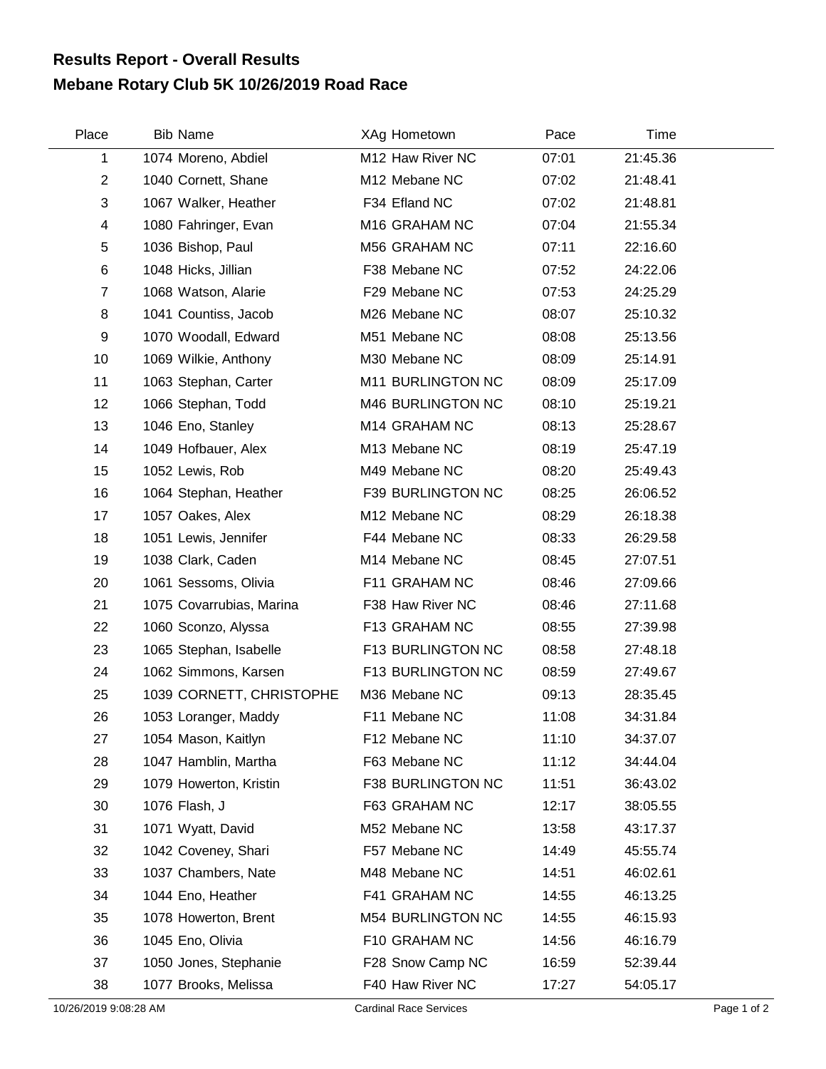# Results Report - Overall Results

# Mebane Rotary Club 5K 10/26/2019 Road Race

| Place | Bib | Name | XAg | Hometown | Pace | Time |
|---|---|---|---|---|---|---|
| 1 | 1074 | Moreno, Abdiel | M12 | Haw River NC | 07:01 | 21:45.36 |
| 2 | 1040 | Cornett, Shane | M12 | Mebane NC | 07:02 | 21:48.41 |
| 3 | 1067 | Walker, Heather | F34 | Efland NC | 07:02 | 21:48.81 |
| 4 | 1080 | Fahringer, Evan | M16 | GRAHAM NC | 07:04 | 21:55.34 |
| 5 | 1036 | Bishop, Paul | M56 | GRAHAM NC | 07:11 | 22:16.60 |
| 6 | 1048 | Hicks, Jillian | F38 | Mebane NC | 07:52 | 24:22.06 |
| 7 | 1068 | Watson, Alarie | F29 | Mebane NC | 07:53 | 24:25.29 |
| 8 | 1041 | Countiss, Jacob | M26 | Mebane NC | 08:07 | 25:10.32 |
| 9 | 1070 | Woodall, Edward | M51 | Mebane NC | 08:08 | 25:13.56 |
| 10 | 1069 | Wilkie, Anthony | M30 | Mebane NC | 08:09 | 25:14.91 |
| 11 | 1063 | Stephan, Carter | M11 | BURLINGTON NC | 08:09 | 25:17.09 |
| 12 | 1066 | Stephan, Todd | M46 | BURLINGTON NC | 08:10 | 25:19.21 |
| 13 | 1046 | Eno, Stanley | M14 | GRAHAM NC | 08:13 | 25:28.67 |
| 14 | 1049 | Hofbauer, Alex | M13 | Mebane NC | 08:19 | 25:47.19 |
| 15 | 1052 | Lewis, Rob | M49 | Mebane NC | 08:20 | 25:49.43 |
| 16 | 1064 | Stephan, Heather | F39 | BURLINGTON NC | 08:25 | 26:06.52 |
| 17 | 1057 | Oakes, Alex | M12 | Mebane NC | 08:29 | 26:18.38 |
| 18 | 1051 | Lewis, Jennifer | F44 | Mebane NC | 08:33 | 26:29.58 |
| 19 | 1038 | Clark, Caden | M14 | Mebane NC | 08:45 | 27:07.51 |
| 20 | 1061 | Sessoms, Olivia | F11 | GRAHAM NC | 08:46 | 27:09.66 |
| 21 | 1075 | Covarrubias, Marina | F38 | Haw River NC | 08:46 | 27:11.68 |
| 22 | 1060 | Sconzo, Alyssa | F13 | GRAHAM NC | 08:55 | 27:39.98 |
| 23 | 1065 | Stephan, Isabelle | F13 | BURLINGTON NC | 08:58 | 27:48.18 |
| 24 | 1062 | Simmons, Karsen | F13 | BURLINGTON NC | 08:59 | 27:49.67 |
| 25 | 1039 | CORNETT, CHRISTOPHE | M36 | Mebane NC | 09:13 | 28:35.45 |
| 26 | 1053 | Loranger, Maddy | F11 | Mebane NC | 11:08 | 34:31.84 |
| 27 | 1054 | Mason, Kaitlyn | F12 | Mebane NC | 11:10 | 34:37.07 |
| 28 | 1047 | Hamblin, Martha | F63 | Mebane NC | 11:12 | 34:44.04 |
| 29 | 1079 | Howerton, Kristin | F38 | BURLINGTON NC | 11:51 | 36:43.02 |
| 30 | 1076 | Flash, J | F63 | GRAHAM NC | 12:17 | 38:05.55 |
| 31 | 1071 | Wyatt, David | M52 | Mebane NC | 13:58 | 43:17.37 |
| 32 | 1042 | Coveney, Shari | F57 | Mebane NC | 14:49 | 45:55.74 |
| 33 | 1037 | Chambers, Nate | M48 | Mebane NC | 14:51 | 46:02.61 |
| 34 | 1044 | Eno, Heather | F41 | GRAHAM NC | 14:55 | 46:13.25 |
| 35 | 1078 | Howerton, Brent | M54 | BURLINGTON NC | 14:55 | 46:15.93 |
| 36 | 1045 | Eno, Olivia | F10 | GRAHAM NC | 14:56 | 46:16.79 |
| 37 | 1050 | Jones, Stephanie | F28 | Snow Camp NC | 16:59 | 52:39.44 |
| 38 | 1077 | Brooks, Melissa | F40 | Haw River NC | 17:27 | 54:05.17 |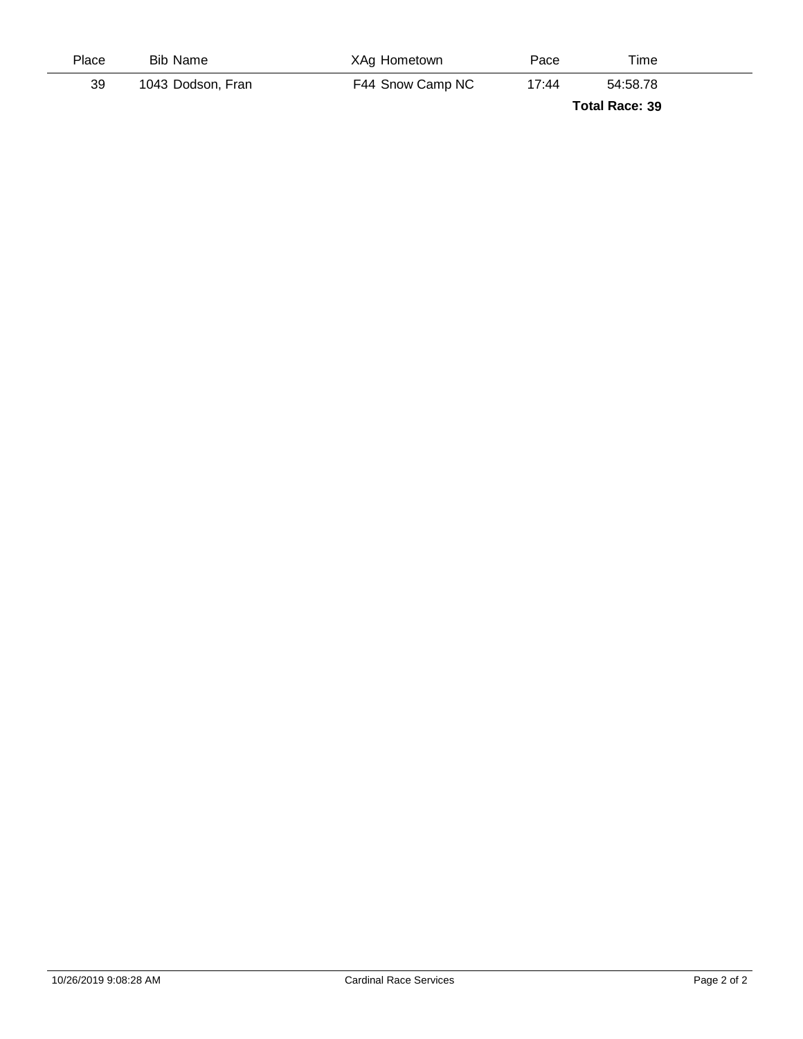| Place | Bib | Name | XAg | Hometown | Pace | Time |
|---|---|---|---|---|---|---|
| 39 | 1043 | Dodson, Fran | F44 | Snow Camp NC | 17:44 | 54:58.78 |

**Total Race: 39**